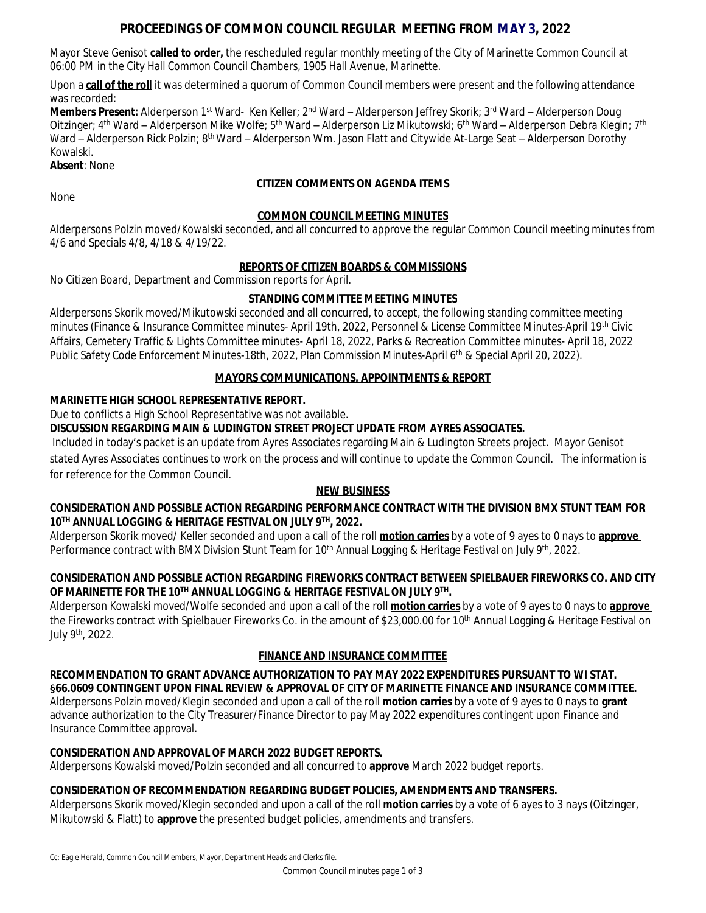# PROCEEDINGS OF COMMON COUNCIL REGULAR MEETING FROM MAY 3, 2022

Mayor Steve Genisot **called to order,** the rescheduled regular monthly meeting of the City of Marinette Common Council at 06:00 PM in the City Hall Common Council Chambers, 1905 Hall Avenue, Marinette.

Upon a **call of the roll** it was determined a quorum of Common Council members were present and the following attendance was recorded:

**Members Present:** Alderperson 1st Ward- Ken Keller; 2nd Ward – Alderperson Jeffrey Skorik; 3rd Ward – Alderperson Doug Oitzinger; 4th Ward – Alderperson Mike Wolfe; 5th Ward – Alderperson Liz Mikutowski; 6th Ward – Alderperson Debra Klegin; 7th Ward – Alderperson Rick Polzin; 8th Ward – Alderperson Wm. Jason Flatt and Citywide At-Large Seat – Alderperson Dorothy Kowalski.

**Absent**: None

## CITIZEN COMMENTS ON AGENDA ITEMS

None

## COMMON COUNCIL MEETING MINUTES

Alderpersons Polzin moved/Kowalski seconded, and all concurred to approve the regular Common Council meeting minutes from 4/6 and Specials 4/8, 4/18 & 4/19/22.

## REPORTS OF CITIZEN BOARDS & COMMISSIONS

No Citizen Board, Department and Commission reports for April.

## STANDING COMMITTEE MEETING MINUTES

Alderpersons Skorik moved/Mikutowski seconded and all concurred, to accept, the following standing committee meeting minutes (Finance & Insurance Committee minutes- April 19th, 2022, Personnel & License Committee Minutes-April 19th Civic Affairs, Cemetery Traffic & Lights Committee minutes- April 18, 2022, Parks & Recreation Committee minutes- April 18, 2022 Public Safety Code Enforcement Minutes-18th, 2022, Plan Commission Minutes-April 6th & Special April 20, 2022).

## MAYORS COMMUNICATIONS, APPOINTMENTS & REPORT

**MARINETTE HIGH SCHOOL REPRESENTATIVE REPORT.**

Due to conflicts a High School Representative was not available.

**DISCUSSION REGARDING MAIN & LUDINGTON STREET PROJECT UPDATE FROM AYRES ASSOCIATES.**

Included in today's packet is an update from Ayres Associates regarding Main & Ludington Streets project. Mayor Genisot stated Ayres Associates continues to work on the process and will continue to update the Common Council. The information is for reference for the Common Council.

## NEW BUSINESS

**CONSIDERATION AND POSSIBLE ACTION REGARDING PERFORMANCE CONTRACT WITH THE DIVISION BMX STUNT TEAM FOR 10TH ANNUAL LOGGING & HERITAGE FESTIVAL ON JULY 9TH, 2022.**

Alderperson Skorik moved/ Keller seconded and upon a call of the roll **motion carries** by a vote of 9 ayes to 0 nays to **approve** Performance contract with BMX Division Stunt Team for 10th Annual Logging & Heritage Festival on July 9th, 2022.

**CONSIDERATION AND POSSIBLE ACTION REGARDING FIREWORKS CONTRACT BETWEEN SPIELBAUER FIREWORKS CO. AND CITY OF MARINETTE FOR THE 10TH ANNUAL LOGGING & HERITAGE FESTIVAL ON JULY 9TH.**

Alderperson Kowalski moved/Wolfe seconded and upon a call of the roll **motion carries** by a vote of 9 ayes to 0 nays to **approve** the Fireworks contract with Spielbauer Fireworks Co. in the amount of $23,000.00 for 10th Annual Logging & Heritage Festival on July 9th, 2022.

## FINANCE AND INSURANCE COMMITTEE

**RECOMMENDATION TO GRANT ADVANCE AUTHORIZATION TO PAY MAY 2022 EXPENDITURES PURSUANT TO WI STAT. §66.0609 CONTINGENT UPON FINAL REVIEW & APPROVAL OF CITY OF MARINETTE FINANCE AND INSURANCE COMMITTEE.**

Alderpersons Polzin moved/Klegin seconded and upon a call of the roll **motion carries** by a vote of 9 ayes to 0 nays to **grant** advance authorization to the City Treasurer/Finance Director to pay May 2022 expenditures contingent upon Finance and Insurance Committee approval.

**CONSIDERATION AND APPROVAL OF MARCH 2022 BUDGET REPORTS.**

Alderpersons Kowalski moved/Polzin seconded and all concurred to **approve** March 2022 budget reports.

**CONSIDERATION OF RECOMMENDATION REGARDING BUDGET POLICIES, AMENDMENTS AND TRANSFERS.**

Alderpersons Skorik moved/Klegin seconded and upon a call of the roll **motion carries** by a vote of 6 ayes to 3 nays (Oitzinger, Mikutowski & Flatt) to **approve** the presented budget policies, amendments and transfers.

Cc: Eagle Herald, Common Council Members, Mayor, Department Heads and Clerks file.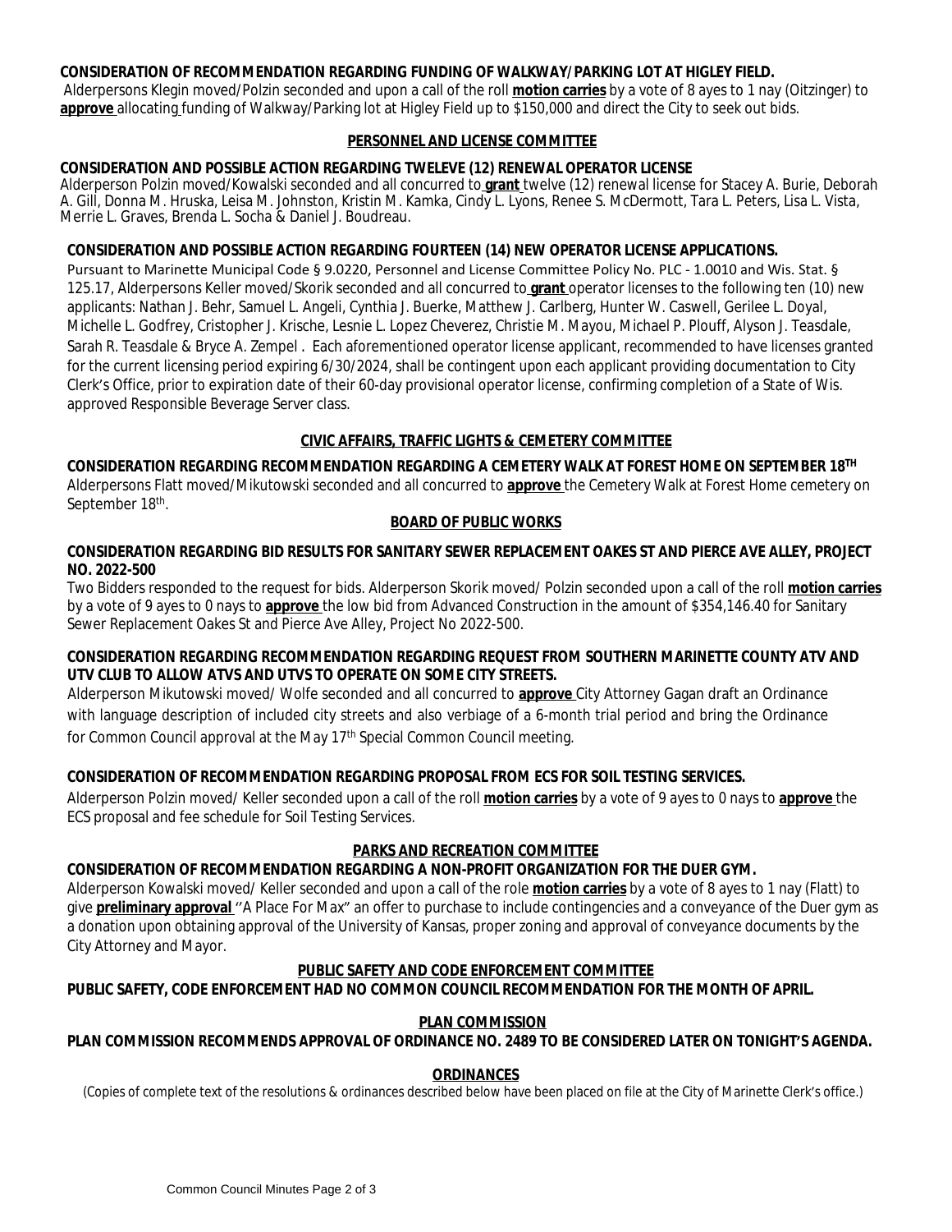**CONSIDERATION OF RECOMMENDATION REGARDING FUNDING OF WALKWAY/PARKING LOT AT HIGLEY FIELD.**
Alderpersons Klegin moved/Polzin seconded and upon a call of the roll **motion carries** by a vote of 8 ayes to 1 nay (Oitzinger) to **approve** allocating funding of Walkway/Parking lot at Higley Field up to $150,000 and direct the City to seek out bids.

## PERSONNEL AND LICENSE COMMITTEE

**CONSIDERATION AND POSSIBLE ACTION REGARDING TWELEVE (12) RENEWAL OPERATOR LICENSE**
Alderperson Polzin moved/Kowalski seconded and all concurred to **grant** twelve (12) renewal license for Stacey A. Burie, Deborah A. Gill, Donna M. Hruska, Leisa M. Johnston, Kristin M. Kamka, Cindy L. Lyons, Renee S. McDermott, Tara L. Peters, Lisa L. Vista, Merrie L. Graves, Brenda L. Socha & Daniel J. Boudreau.

**CONSIDERATION AND POSSIBLE ACTION REGARDING FOURTEEN (14) NEW OPERATOR LICENSE APPLICATIONS.**
Pursuant to Marinette Municipal Code § 9.0220, Personnel and License Committee Policy No. PLC - 1.0010 and Wis. Stat. § 125.17, Alderpersons Keller moved/Skorik seconded and all concurred to **grant** operator licenses to the following ten (10) new applicants: Nathan J. Behr, Samuel L. Angeli, Cynthia J. Buerke, Matthew J. Carlberg, Hunter W. Caswell, Gerilee L. Doyal, Michelle L. Godfrey, Cristopher J. Krische, Lesnie L. Lopez Cheverez, Christie M. Mayou, Michael P. Plouff, Alyson J. Teasdale, Sarah R. Teasdale & Bryce A. Zempel . Each aforementioned operator license applicant, recommended to have licenses granted for the current licensing period expiring 6/30/2024, shall be contingent upon each applicant providing documentation to City Clerk's Office, prior to expiration date of their 60-day provisional operator license, confirming completion of a State of Wis. approved Responsible Beverage Server class.

## CIVIC AFFAIRS, TRAFFIC LIGHTS & CEMETERY COMMITTEE

**CONSIDERATION REGARDING RECOMMENDATION REGARDING A CEMETERY WALK AT FOREST HOME ON SEPTEMBER 18TH**
Alderpersons Flatt moved/Mikutowski seconded and all concurred to **approve** the Cemetery Walk at Forest Home cemetery on September 18th.

## BOARD OF PUBLIC WORKS

**CONSIDERATION REGARDING BID RESULTS FOR SANITARY SEWER REPLACEMENT OAKES ST AND PIERCE AVE ALLEY, PROJECT NO. 2022-500**
Two Bidders responded to the request for bids. Alderperson Skorik moved/ Polzin seconded upon a call of the roll **motion carries** by a vote of 9 ayes to 0 nays to **approve** the low bid from Advanced Construction in the amount of $354,146.40 for Sanitary Sewer Replacement Oakes St and Pierce Ave Alley, Project No 2022-500.

**CONSIDERATION REGARDING RECOMMENDATION REGARDING REQUEST FROM SOUTHERN MARINETTE COUNTY ATV AND UTV CLUB TO ALLOW ATVS AND UTVS TO OPERATE ON SOME CITY STREETS.**
Alderperson Mikutowski moved/ Wolfe seconded and all concurred to **approve** City Attorney Gagan draft an Ordinance with language description of included city streets and also verbiage of a 6-month trial period and bring the Ordinance for Common Council approval at the May 17th Special Common Council meeting.

**CONSIDERATION OF RECOMMENDATION REGARDING PROPOSAL FROM ECS FOR SOIL TESTING SERVICES.**
Alderperson Polzin moved/ Keller seconded upon a call of the roll **motion carries** by a vote of 9 ayes to 0 nays to **approve** the ECS proposal and fee schedule for Soil Testing Services.

## PARKS AND RECREATION COMMITTEE

**CONSIDERATION OF RECOMMENDATION REGARDING A NON-PROFIT ORGANIZATION FOR THE DUER GYM.**
Alderperson Kowalski moved/ Keller seconded and upon a call of the role **motion carries** by a vote of 8 ayes to 1 nay (Flatt) to give **preliminary approval** "A Place For Max" an offer to purchase to include contingencies and a conveyance of the Duer gym as a donation upon obtaining approval of the University of Kansas, proper zoning and approval of conveyance documents by the City Attorney and Mayor.

## PUBLIC SAFETY AND CODE ENFORCEMENT COMMITTEE

**PUBLIC SAFETY, CODE ENFORCEMENT HAD NO COMMON COUNCIL RECOMMENDATION FOR THE MONTH OF APRIL.**

## PLAN COMMISSION

**PLAN COMMISSION RECOMMENDS APPROVAL OF ORDINANCE NO. 2489 TO BE CONSIDERED LATER ON TONIGHT'S AGENDA.**

## ORDINANCES

(Copies of complete text of the resolutions & ordinances described below have been placed on file at the City of Marinette Clerk's office.)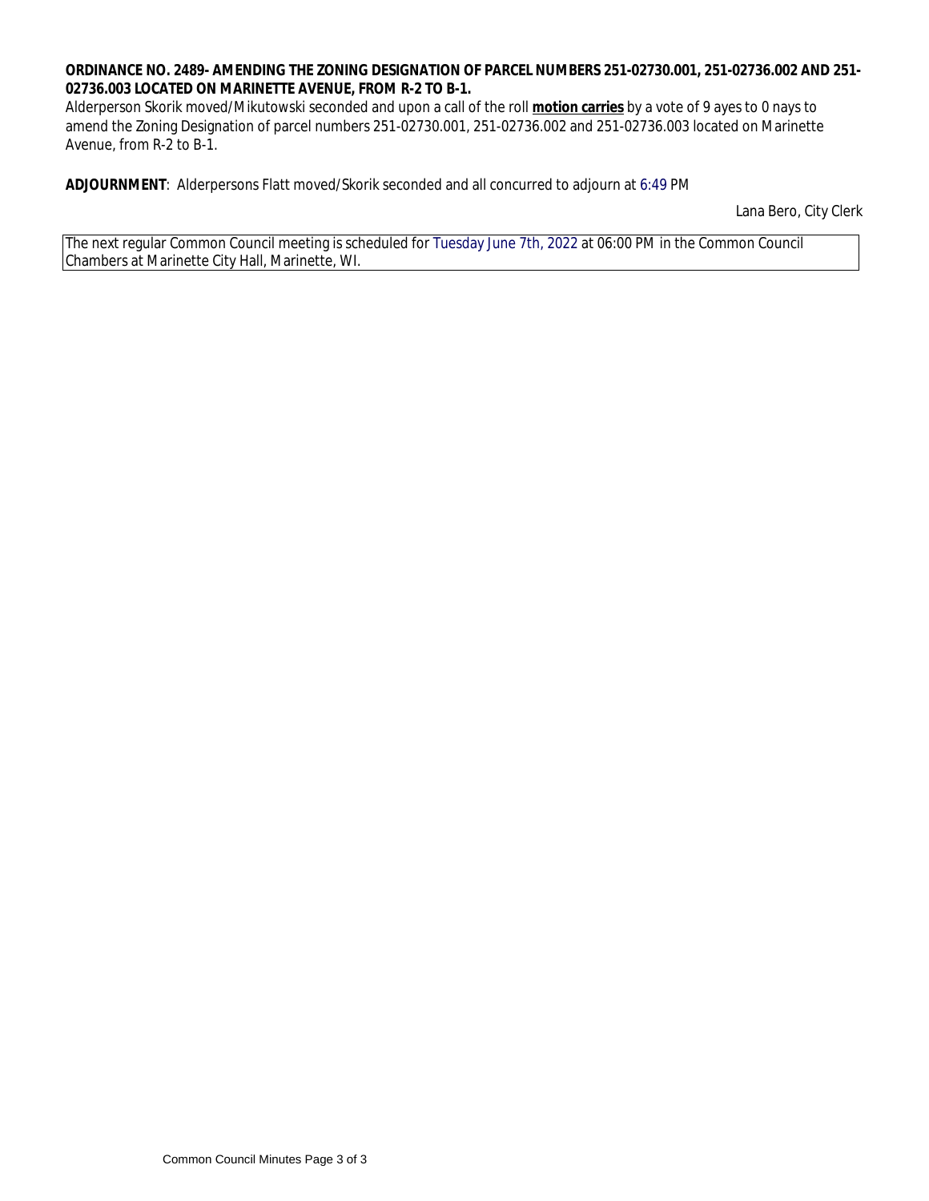**ORDINANCE NO. 2489- AMENDING THE ZONING DESIGNATION OF PARCEL NUMBERS 251-02730.001, 251-02736.002 AND 251-02736.003 LOCATED ON MARINETTE AVENUE, FROM R-2 TO B-1.**

Alderperson Skorik moved/Mikutowski seconded and upon a call of the roll **motion carries** by a vote of 9 ayes to 0 nays to amend the Zoning Designation of parcel numbers 251-02730.001, 251-02736.002 and 251-02736.003 located on Marinette Avenue, from R-2 to B-1.

**ADJOURNMENT**: Alderpersons Flatt moved/Skorik seconded and all concurred to adjourn at 6:49 PM

Lana Bero, City Clerk

The next regular Common Council meeting is scheduled for Tuesday June 7th, 2022 at 06:00 PM in the Common Council Chambers at Marinette City Hall, Marinette, WI.